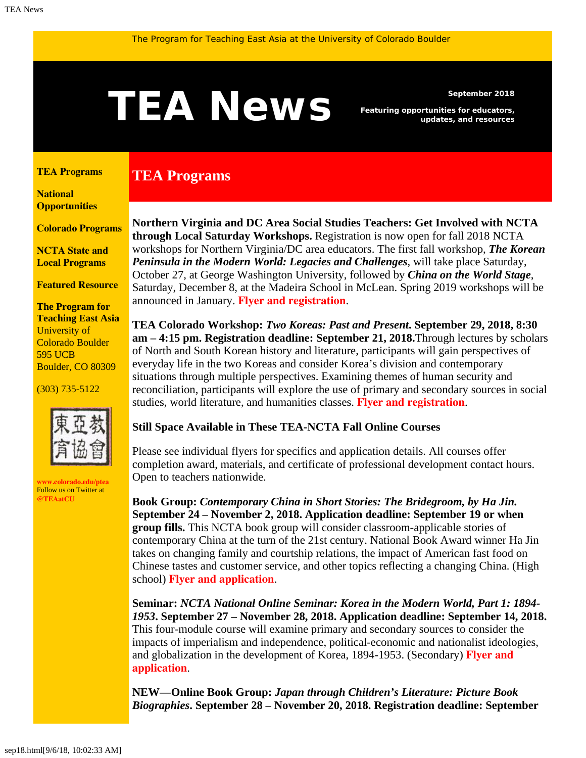The Program for Teaching East Asia at the University of Colorado Boulder

# TEA News

**September 2018**

**Featuring opportunities for educators, updates, and resources**

**TEA Programs**

**National Opportunities**

**Colorado Programs**

**NCTA State and Local Programs**

**Featured Resource**

**The Program for Teaching East Asia**
University of Colorado Boulder
595 UCB
Boulder, CO 80309

(303) 735-5122

東亞教育協會

**www.colorado.edu/ptea**
Follow us on Twitter at **@TEAatCU**

## TEA Programs

**Northern Virginia and DC Area Social Studies Teachers: Get Involved with NCTA through Local Saturday Workshops.** Registration is now open for fall 2018 NCTA workshops for Northern Virginia/DC area educators. The first fall workshop, ***The Korean Peninsula in the Modern World: Legacies and Challenges***, will take place Saturday, October 27, at George Washington University, followed by ***China on the World Stage***, Saturday, December 8, at the Madeira School in McLean. Spring 2019 workshops will be announced in January. **Flyer and registration**.

**TEA Colorado Workshop: *Two Koreas: Past and Present.* September 29, 2018, 8:30 am – 4:15 pm. Registration deadline: September 21, 2018.** Through lectures by scholars of North and South Korean history and literature, participants will gain perspectives of everyday life in the two Koreas and consider Korea's division and contemporary situations through multiple perspectives. Examining themes of human security and reconciliation, participants will explore the use of primary and secondary sources in social studies, world literature, and humanities classes. **Flyer and registration**.

**Still Space Available in These TEA-NCTA Fall Online Courses**

Please see individual flyers for specifics and application details. All courses offer completion award, materials, and certificate of professional development contact hours. Open to teachers nationwide.

**Book Group: *Contemporary China in Short Stories: The Bridegroom, by Ha Jin.* September 24 – November 2, 2018. Application deadline: September 19 or when group fills.** This NCTA book group will consider classroom-applicable stories of contemporary China at the turn of the 21st century. National Book Award winner Ha Jin takes on changing family and courtship relations, the impact of American fast food on Chinese tastes and customer service, and other topics reflecting a changing China. (High school) **Flyer and application**.

**Seminar: *NCTA National Online Seminar: Korea in the Modern World, Part 1: 1894-1953*. September 27 – November 28, 2018. Application deadline: September 14, 2018.** This four-module course will examine primary and secondary sources to consider the impacts of imperialism and independence, political-economic and nationalist ideologies, and globalization in the development of Korea, 1894-1953. (Secondary) **Flyer and application**.

**NEW—Online Book Group: *Japan through Children's Literature: Picture Book Biographies*. September 28 – November 20, 2018. Registration deadline: September**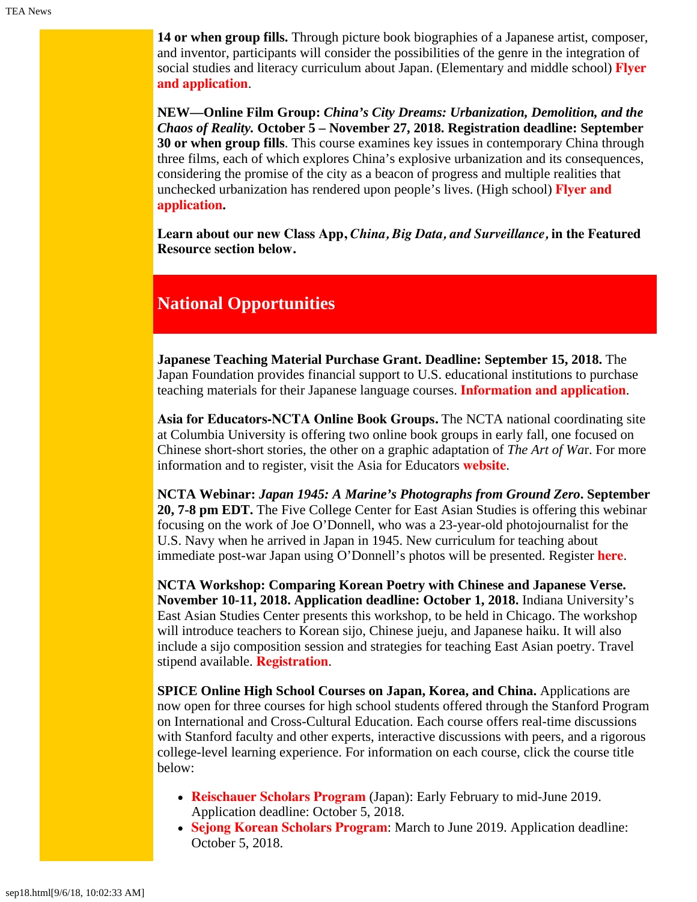**14 or when group fills.** Through picture book biographies of a Japanese artist, composer, and inventor, participants will consider the possibilities of the genre in the integration of social studies and literacy curriculum about Japan. (Elementary and middle school) **Flyer and application**.

**NEW—Online Film Group: *China's City Dreams: Urbanization, Demolition, and the Chaos of Reality.* October 5 – November 27, 2018. Registration deadline: September 30 or when group fills**. This course examines key issues in contemporary China through three films, each of which explores China's explosive urbanization and its consequences, considering the promise of the city as a beacon of progress and multiple realities that unchecked urbanization has rendered upon people's lives. (High school) **Flyer and application.**

**Learn about our new Class App, *China, Big Data, and Surveillance,* in the Featured Resource section below.**

## National Opportunities

**Japanese Teaching Material Purchase Grant. Deadline: September 15, 2018.** The Japan Foundation provides financial support to U.S. educational institutions to purchase teaching materials for their Japanese language courses. **Information and application**.

**Asia for Educators-NCTA Online Book Groups.** The NCTA national coordinating site at Columbia University is offering two online book groups in early fall, one focused on Chinese short-short stories, the other on a graphic adaptation of *The Art of War*. For more information and to register, visit the Asia for Educators **website**.

**NCTA Webinar: *Japan 1945: A Marine's Photographs from Ground Zero*. September 20, 7-8 pm EDT.** The Five College Center for East Asian Studies is offering this webinar focusing on the work of Joe O'Donnell, who was a 23-year-old photojournalist for the U.S. Navy when he arrived in Japan in 1945. New curriculum for teaching about immediate post-war Japan using O'Donnell's photos will be presented. Register **here**.

**NCTA Workshop: Comparing Korean Poetry with Chinese and Japanese Verse. November 10-11, 2018. Application deadline: October 1, 2018.** Indiana University's East Asian Studies Center presents this workshop, to be held in Chicago. The workshop will introduce teachers to Korean sijo, Chinese jueju, and Japanese haiku. It will also include a sijo composition session and strategies for teaching East Asian poetry. Travel stipend available. **Registration**.

**SPICE Online High School Courses on Japan, Korea, and China.** Applications are now open for three courses for high school students offered through the Stanford Program on International and Cross-Cultural Education. Each course offers real-time discussions with Stanford faculty and other experts, interactive discussions with peers, and a rigorous college-level learning experience. For information on each course, click the course title below:

- **Reischauer Scholars Program** (Japan): Early February to mid-June 2019. Application deadline: October 5, 2018.
- **Sejong Korean Scholars Program**: March to June 2019. Application deadline: October 5, 2018.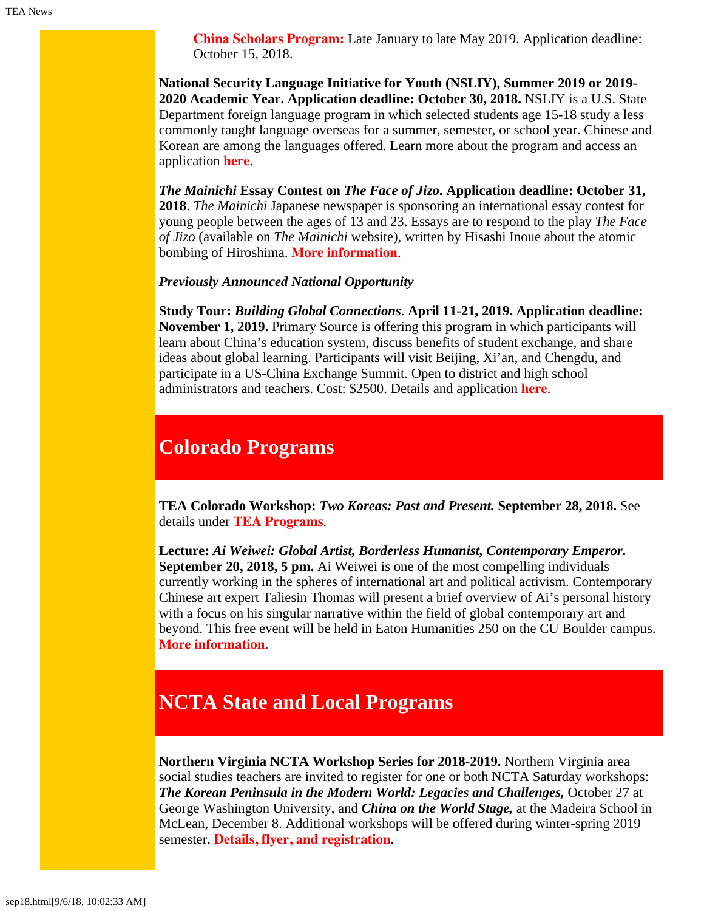**China Scholars Program:** Late January to late May 2019. Application deadline: October 15, 2018.

**National Security Language Initiative for Youth (NSLIY), Summer 2019 or 2019-2020 Academic Year. Application deadline: October 30, 2018.** NSLIY is a U.S. State Department foreign language program in which selected students age 15-18 study a less commonly taught language overseas for a summer, semester, or school year. Chinese and Korean are among the languages offered. Learn more about the program and access an application **here**.

***The Mainichi* Essay Contest on *The Face of Jizo*. Application deadline: October 31, 2018**. *The Mainichi* Japanese newspaper is sponsoring an international essay contest for young people between the ages of 13 and 23. Essays are to respond to the play *The Face of Jizo* (available on *The Mainichi* website), written by Hisashi Inoue about the atomic bombing of Hiroshima. **More information**.

***Previously Announced National Opportunity***

**Study Tour: *Building Global Connections*. April 11-21, 2019. Application deadline: November 1, 2019.** Primary Source is offering this program in which participants will learn about China's education system, discuss benefits of student exchange, and share ideas about global learning. Participants will visit Beijing, Xi'an, and Chengdu, and participate in a US-China Exchange Summit. Open to district and high school administrators and teachers. Cost: $2500. Details and application **here**.

## Colorado Programs

**TEA Colorado Workshop: *Two Koreas: Past and Present.* September 28, 2018.** See details under **TEA Programs**.

**Lecture: *Ai Weiwei: Global Artist, Borderless Humanist, Contemporary Emperor*. September 20, 2018, 5 pm.** Ai Weiwei is one of the most compelling individuals currently working in the spheres of international art and political activism. Contemporary Chinese art expert Taliesin Thomas will present a brief overview of Ai's personal history with a focus on his singular narrative within the field of global contemporary art and beyond. This free event will be held in Eaton Humanities 250 on the CU Boulder campus. **More information**.

## NCTA State and Local Programs

**Northern Virginia NCTA Workshop Series for 2018-2019.** Northern Virginia area social studies teachers are invited to register for one or both NCTA Saturday workshops: ***The Korean Peninsula in the Modern World: Legacies and Challenges,*** October 27 at George Washington University, and ***China on the World Stage,*** at the Madeira School in McLean, December 8. Additional workshops will be offered during winter-spring 2019 semester. **Details, flyer, and registration**.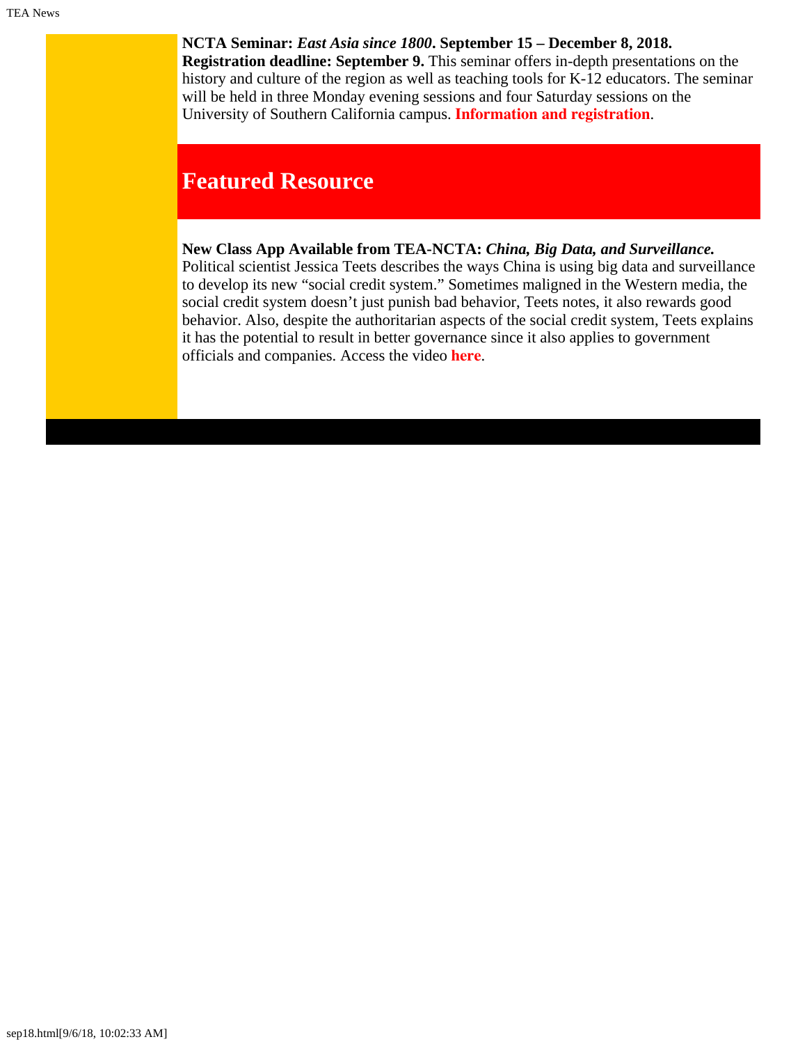**NCTA Seminar:** ***East Asia since 1800*****. September 15 – December 8, 2018. Registration deadline: September 9.** This seminar offers in-depth presentations on the history and culture of the region as well as teaching tools for K-12 educators. The seminar will be held in three Monday evening sessions and four Saturday sessions on the University of Southern California campus. **Information and registration**.

## Featured Resource

**New Class App Available from TEA-NCTA:** ***China, Big Data, and Surveillance.*** Political scientist Jessica Teets describes the ways China is using big data and surveillance to develop its new "social credit system." Sometimes maligned in the Western media, the social credit system doesn't just punish bad behavior, Teets notes, it also rewards good behavior. Also, despite the authoritarian aspects of the social credit system, Teets explains it has the potential to result in better governance since it also applies to government officials and companies. Access the video **here**.